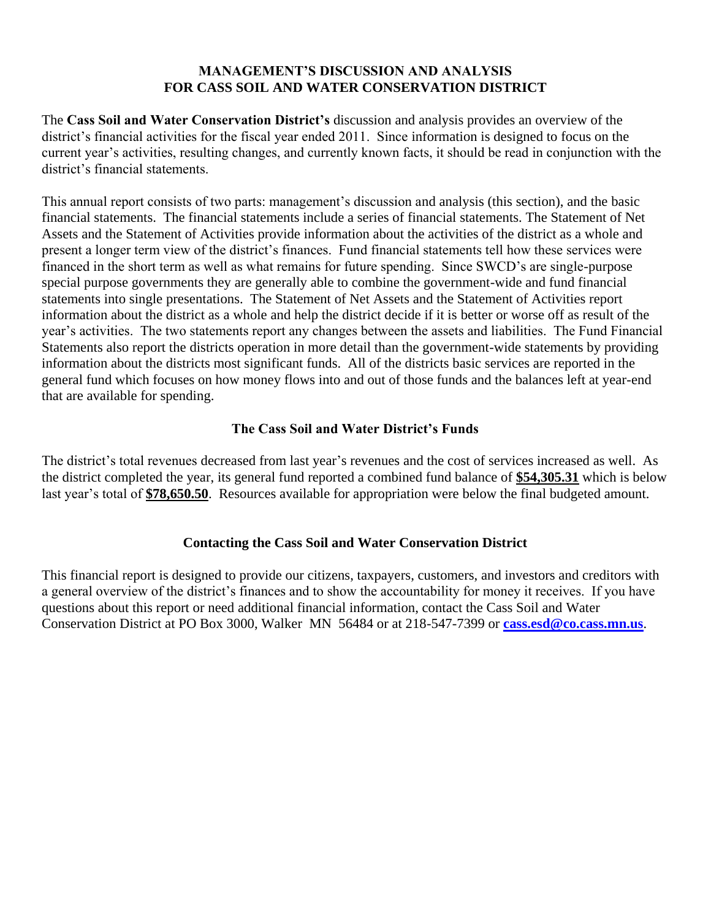# MANAGEMENT'S DISCUSSION AND ANALYSIS
# FOR CASS SOIL AND WATER CONSERVATION DISTRICT

The **Cass Soil and Water Conservation District's** discussion and analysis provides an overview of the district's financial activities for the fiscal year ended 2011. Since information is designed to focus on the current year's activities, resulting changes, and currently known facts, it should be read in conjunction with the district's financial statements.

This annual report consists of two parts: management's discussion and analysis (this section), and the basic financial statements. The financial statements include a series of financial statements. The Statement of Net Assets and the Statement of Activities provide information about the activities of the district as a whole and present a longer term view of the district's finances. Fund financial statements tell how these services were financed in the short term as well as what remains for future spending. Since SWCD's are single-purpose special purpose governments they are generally able to combine the government-wide and fund financial statements into single presentations. The Statement of Net Assets and the Statement of Activities report information about the district as a whole and help the district decide if it is better or worse off as result of the year's activities. The two statements report any changes between the assets and liabilities. The Fund Financial Statements also report the districts operation in more detail than the government-wide statements by providing information about the districts most significant funds. All of the districts basic services are reported in the general fund which focuses on how money flows into and out of those funds and the balances left at year-end that are available for spending.

## The Cass Soil and Water District's Funds

The district's total revenues decreased from last year's revenues and the cost of services increased as well. As the district completed the year, its general fund reported a combined fund balance of **$54,305.31** which is below last year's total of **$78,650.50**. Resources available for appropriation were below the final budgeted amount.

## Contacting the Cass Soil and Water Conservation District

This financial report is designed to provide our citizens, taxpayers, customers, and investors and creditors with a general overview of the district's finances and to show the accountability for money it receives. If you have questions about this report or need additional financial information, contact the Cass Soil and Water Conservation District at PO Box 3000, Walker MN 56484 or at 218-547-7399 or **cass.esd@co.cass.mn.us**.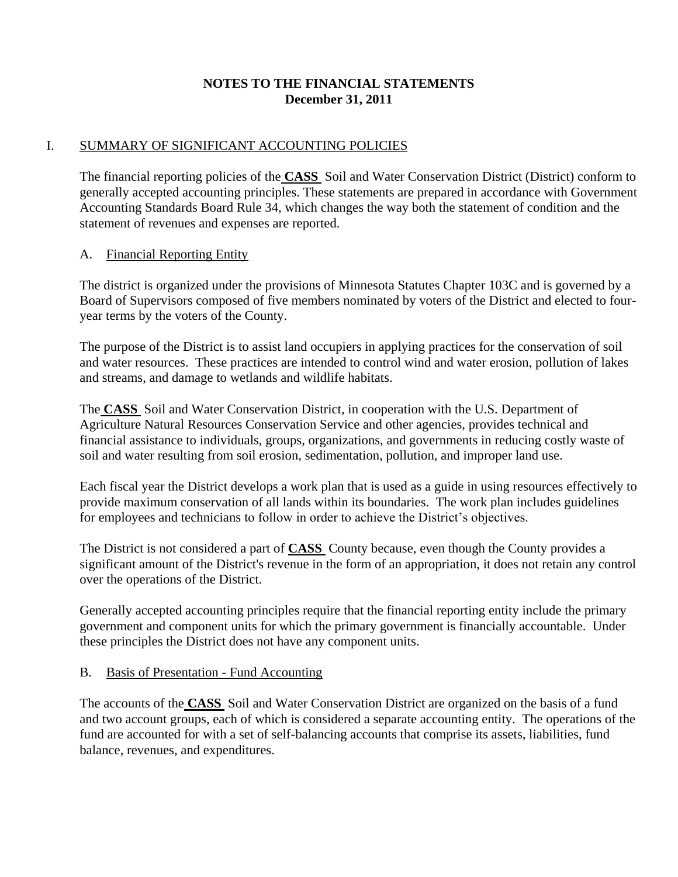# NOTES TO THE FINANCIAL STATEMENTS
## December 31, 2011

## I. SUMMARY OF SIGNIFICANT ACCOUNTING POLICIES

The financial reporting policies of the **CASS** Soil and Water Conservation District (District) conform to generally accepted accounting principles. These statements are prepared in accordance with Government Accounting Standards Board Rule 34, which changes the way both the statement of condition and the statement of revenues and expenses are reported.

### A. Financial Reporting Entity

The district is organized under the provisions of Minnesota Statutes Chapter 103C and is governed by a Board of Supervisors composed of five members nominated by voters of the District and elected to four-year terms by the voters of the County.

The purpose of the District is to assist land occupiers in applying practices for the conservation of soil and water resources. These practices are intended to control wind and water erosion, pollution of lakes and streams, and damage to wetlands and wildlife habitats.

The **CASS** Soil and Water Conservation District, in cooperation with the U.S. Department of Agriculture Natural Resources Conservation Service and other agencies, provides technical and financial assistance to individuals, groups, organizations, and governments in reducing costly waste of soil and water resulting from soil erosion, sedimentation, pollution, and improper land use.

Each fiscal year the District develops a work plan that is used as a guide in using resources effectively to provide maximum conservation of all lands within its boundaries. The work plan includes guidelines for employees and technicians to follow in order to achieve the District's objectives.

The District is not considered a part of **CASS** County because, even though the County provides a significant amount of the District's revenue in the form of an appropriation, it does not retain any control over the operations of the District.

Generally accepted accounting principles require that the financial reporting entity include the primary government and component units for which the primary government is financially accountable. Under these principles the District does not have any component units.

### B. Basis of Presentation - Fund Accounting

The accounts of the **CASS** Soil and Water Conservation District are organized on the basis of a fund and two account groups, each of which is considered a separate accounting entity. The operations of the fund are accounted for with a set of self-balancing accounts that comprise its assets, liabilities, fund balance, revenues, and expenditures.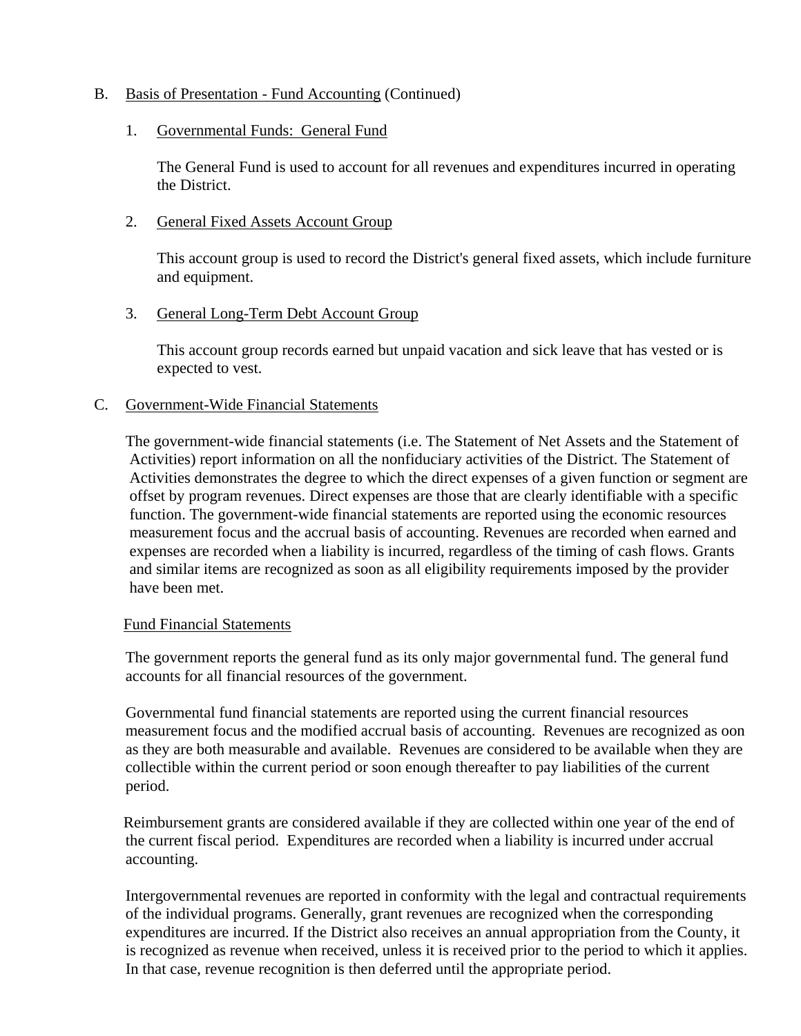B. Basis of Presentation - Fund Accounting (Continued)

1. Governmental Funds: General Fund

   The General Fund is used to account for all revenues and expenditures incurred in operating the District.

2. General Fixed Assets Account Group

   This account group is used to record the District's general fixed assets, which include furniture and equipment.

3. General Long-Term Debt Account Group

   This account group records earned but unpaid vacation and sick leave that has vested or is expected to vest.

C. Government-Wide Financial Statements

The government-wide financial statements (i.e. The Statement of Net Assets and the Statement of Activities) report information on all the nonfiduciary activities of the District. The Statement of Activities demonstrates the degree to which the direct expenses of a given function or segment are offset by program revenues. Direct expenses are those that are clearly identifiable with a specific function. The government-wide financial statements are reported using the economic resources measurement focus and the accrual basis of accounting. Revenues are recorded when earned and expenses are recorded when a liability is incurred, regardless of the timing of cash flows. Grants and similar items are recognized as soon as all eligibility requirements imposed by the provider have been met.

Fund Financial Statements

The government reports the general fund as its only major governmental fund. The general fund accounts for all financial resources of the government.

Governmental fund financial statements are reported using the current financial resources measurement focus and the modified accrual basis of accounting. Revenues are recognized as oon as they are both measurable and available. Revenues are considered to be available when they are collectible within the current period or soon enough thereafter to pay liabilities of the current period.

Reimbursement grants are considered available if they are collected within one year of the end of the current fiscal period. Expenditures are recorded when a liability is incurred under accrual accounting.

Intergovernmental revenues are reported in conformity with the legal and contractual requirements of the individual programs. Generally, grant revenues are recognized when the corresponding expenditures are incurred. If the District also receives an annual appropriation from the County, it is recognized as revenue when received, unless it is received prior to the period to which it applies. In that case, revenue recognition is then deferred until the appropriate period.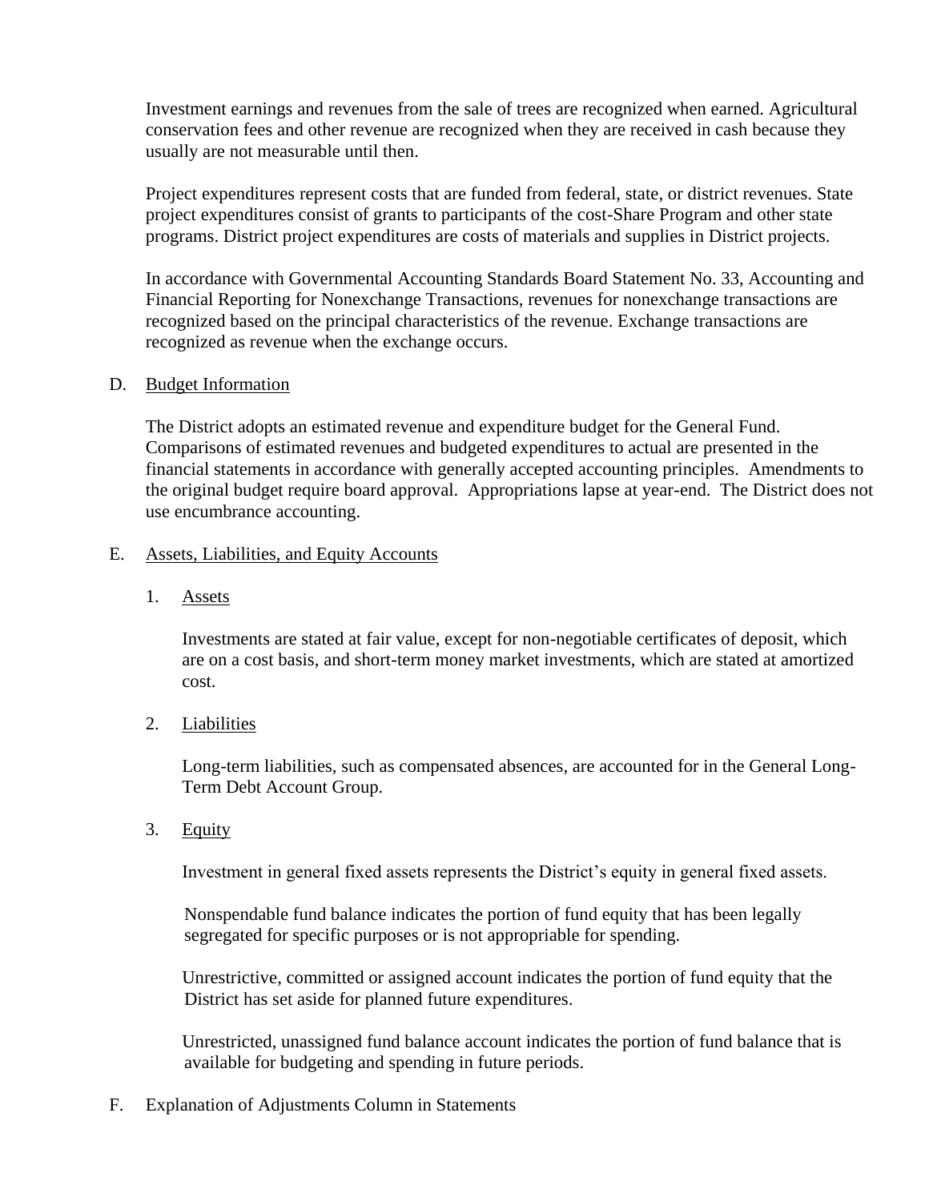Investment earnings and revenues from the sale of trees are recognized when earned. Agricultural conservation fees and other revenue are recognized when they are received in cash because they usually are not measurable until then.

Project expenditures represent costs that are funded from federal, state, or district revenues. State project expenditures consist of grants to participants of the cost-Share Program and other state programs. District project expenditures are costs of materials and supplies in District projects.

In accordance with Governmental Accounting Standards Board Statement No. 33, Accounting and Financial Reporting for Nonexchange Transactions, revenues for nonexchange transactions are recognized based on the principal characteristics of the revenue. Exchange transactions are recognized as revenue when the exchange occurs.

D. Budget Information

The District adopts an estimated revenue and expenditure budget for the General Fund. Comparisons of estimated revenues and budgeted expenditures to actual are presented in the financial statements in accordance with generally accepted accounting principles. Amendments to the original budget require board approval. Appropriations lapse at year-end. The District does not use encumbrance accounting.

E. Assets, Liabilities, and Equity Accounts

1. Assets

Investments are stated at fair value, except for non-negotiable certificates of deposit, which are on a cost basis, and short-term money market investments, which are stated at amortized cost.

2. Liabilities

Long-term liabilities, such as compensated absences, are accounted for in the General Long-Term Debt Account Group.

3. Equity

Investment in general fixed assets represents the District's equity in general fixed assets.

Nonspendable fund balance indicates the portion of fund equity that has been legally segregated for specific purposes or is not appropriable for spending.

Unrestrictive, committed or assigned account indicates the portion of fund equity that the District has set aside for planned future expenditures.

Unrestricted, unassigned fund balance account indicates the portion of fund balance that is available for budgeting and spending in future periods.

F. Explanation of Adjustments Column in Statements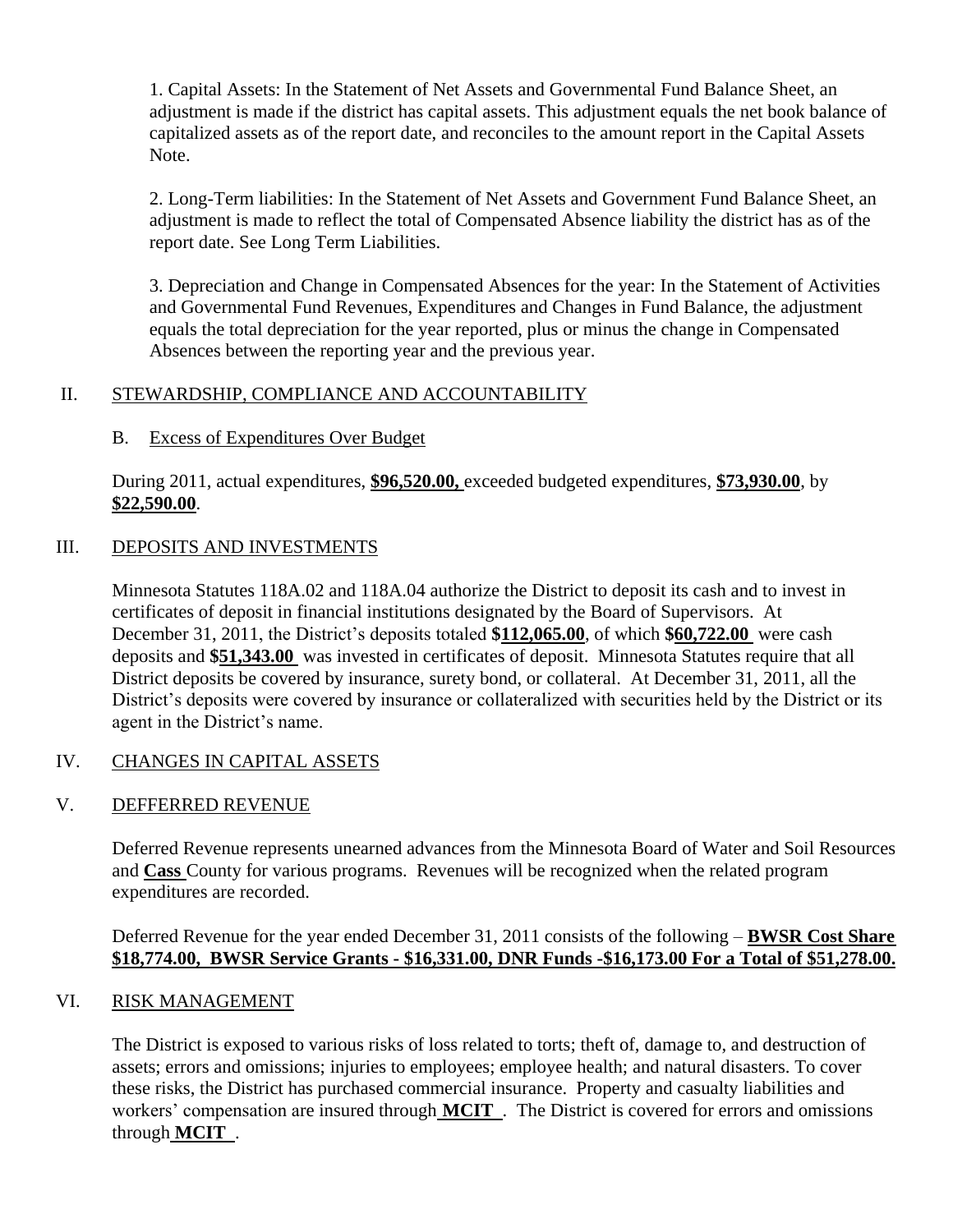1. Capital Assets: In the Statement of Net Assets and Governmental Fund Balance Sheet, an adjustment is made if the district has capital assets. This adjustment equals the net book balance of capitalized assets as of the report date, and reconciles to the amount report in the Capital Assets Note.

2. Long-Term liabilities: In the Statement of Net Assets and Government Fund Balance Sheet, an adjustment is made to reflect the total of Compensated Absence liability the district has as of the report date. See Long Term Liabilities.

3. Depreciation and Change in Compensated Absences for the year: In the Statement of Activities and Governmental Fund Revenues, Expenditures and Changes in Fund Balance, the adjustment equals the total depreciation for the year reported, plus or minus the change in Compensated Absences between the reporting year and the previous year.

## II. STEWARDSHIP, COMPLIANCE AND ACCOUNTABILITY

### B. Excess of Expenditures Over Budget

During 2011, actual expenditures, **$96,520.00,** exceeded budgeted expenditures, **$73,930.00**, by **$22,590.00**.

## III. DEPOSITS AND INVESTMENTS

Minnesota Statutes 118A.02 and 118A.04 authorize the District to deposit its cash and to invest in certificates of deposit in financial institutions designated by the Board of Supervisors. At December 31, 2011, the District's deposits totaled **$112,065.00**, of which **$60,722.00** were cash deposits and **$51,343.00** was invested in certificates of deposit. Minnesota Statutes require that all District deposits be covered by insurance, surety bond, or collateral. At December 31, 2011, all the District's deposits were covered by insurance or collateralized with securities held by the District or its agent in the District's name.

## IV. CHANGES IN CAPITAL ASSETS

## V. DEFFERRED REVENUE

Deferred Revenue represents unearned advances from the Minnesota Board of Water and Soil Resources and **Cass** County for various programs. Revenues will be recognized when the related program expenditures are recorded.

Deferred Revenue for the year ended December 31, 2011 consists of the following – **BWSR Cost Share $18,774.00, BWSR Service Grants - $16,331.00, DNR Funds -$16,173.00 For a Total of $51,278.00.**

## VI. RISK MANAGEMENT

The District is exposed to various risks of loss related to torts; theft of, damage to, and destruction of assets; errors and omissions; injuries to employees; employee health; and natural disasters. To cover these risks, the District has purchased commercial insurance. Property and casualty liabilities and workers' compensation are insured through **MCIT** . The District is covered for errors and omissions through **MCIT** .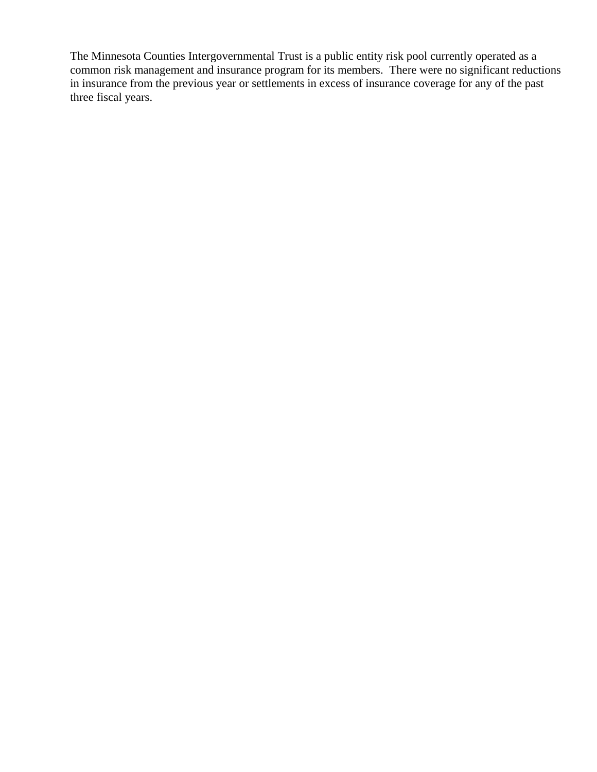The Minnesota Counties Intergovernmental Trust is a public entity risk pool currently operated as a common risk management and insurance program for its members. There were no significant reductions in insurance from the previous year or settlements in excess of insurance coverage for any of the past three fiscal years.